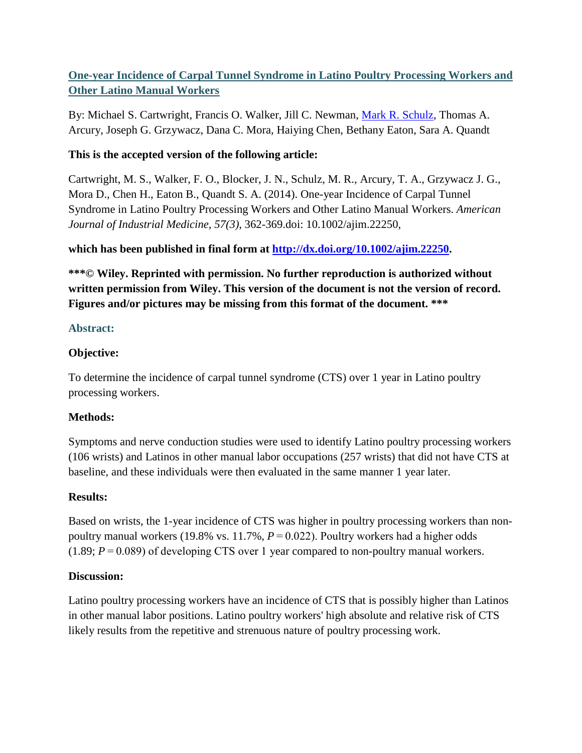# [One-year Incidence of Carpal Tunnel Syndrome in Latino Poultry Processing Workers and Other Latino Manual Workers]

By: Michael S. Cartwright, Francis O. Walker, Jill C. Newman, Mark R. Schulz, Thomas A. Arcury, Joseph G. Grzywacz, Dana C. Mora, Haiying Chen, Bethany Eaton, Sara A. Quandt

**This is the accepted version of the following article:**

Cartwright, M. S., Walker, F. O., Blocker, J. N., Schulz, M. R., Arcury, T. A., Grzywacz J. G., Mora D., Chen H., Eaton B., Quandt S. A. (2014). One-year Incidence of Carpal Tunnel Syndrome in Latino Poultry Processing Workers and Other Latino Manual Workers. *American Journal of Industrial Medicine, 57(3)*, 362-369.doi: 10.1002/ajim.22250,

**which has been published in final form at http://dx.doi.org/10.1002/ajim.22250.**

**\*\*\*© Wiley. Reprinted with permission. No further reproduction is authorized without written permission from Wiley. This version of the document is not the version of record. Figures and/or pictures may be missing from this format of the document. \*\*\***

## Abstract:

### Objective:

To determine the incidence of carpal tunnel syndrome (CTS) over 1 year in Latino poultry processing workers.

### Methods:

Symptoms and nerve conduction studies were used to identify Latino poultry processing workers (106 wrists) and Latinos in other manual labor occupations (257 wrists) that did not have CTS at baseline, and these individuals were then evaluated in the same manner 1 year later.

### Results:

Based on wrists, the 1-year incidence of CTS was higher in poultry processing workers than non-poultry manual workers (19.8% vs. 11.7%, $P = 0.022$). Poultry workers had a higher odds (1.89; $P = 0.089$) of developing CTS over 1 year compared to non-poultry manual workers.

### Discussion:

Latino poultry processing workers have an incidence of CTS that is possibly higher than Latinos in other manual labor positions. Latino poultry workers' high absolute and relative risk of CTS likely results from the repetitive and strenuous nature of poultry processing work.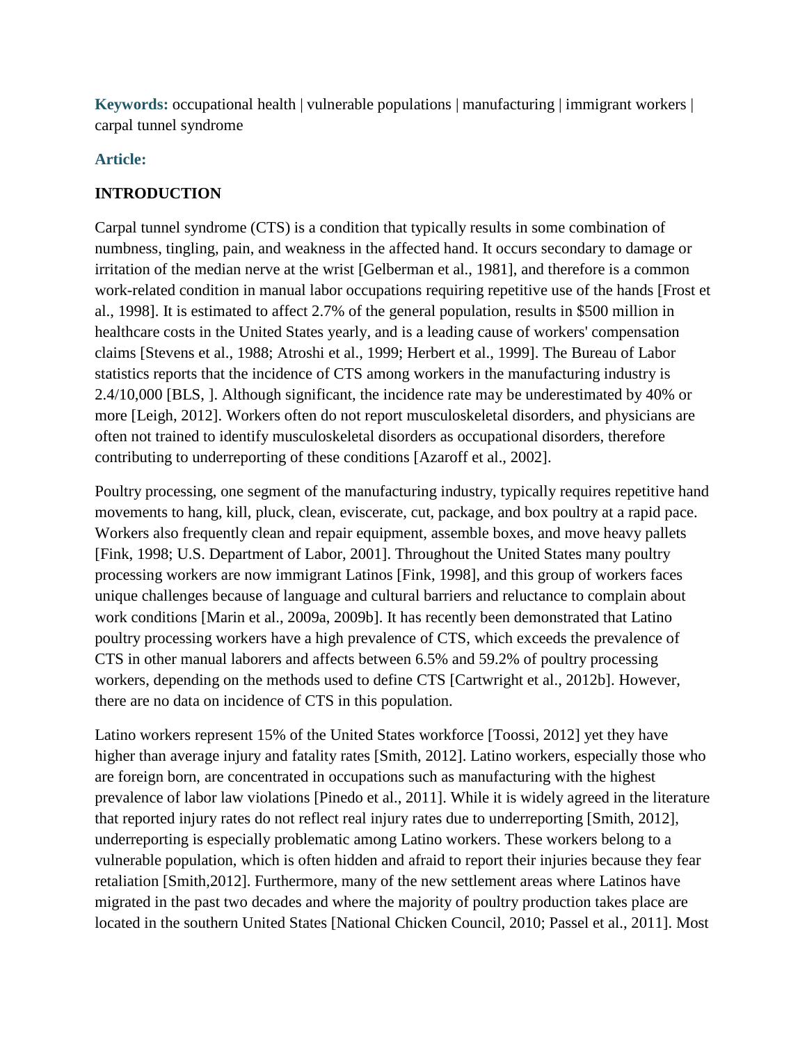**Keywords:** occupational health | vulnerable populations | manufacturing | immigrant workers | carpal tunnel syndrome

**Article:**

## INTRODUCTION

Carpal tunnel syndrome (CTS) is a condition that typically results in some combination of numbness, tingling, pain, and weakness in the affected hand. It occurs secondary to damage or irritation of the median nerve at the wrist [Gelberman et al., 1981], and therefore is a common work-related condition in manual labor occupations requiring repetitive use of the hands [Frost et al., 1998]. It is estimated to affect 2.7% of the general population, results in $500 million in healthcare costs in the United States yearly, and is a leading cause of workers' compensation claims [Stevens et al., 1988; Atroshi et al., 1999; Herbert et al., 1999]. The Bureau of Labor statistics reports that the incidence of CTS among workers in the manufacturing industry is 2.4/10,000 [BLS, ]. Although significant, the incidence rate may be underestimated by 40% or more [Leigh, 2012]. Workers often do not report musculoskeletal disorders, and physicians are often not trained to identify musculoskeletal disorders as occupational disorders, therefore contributing to underreporting of these conditions [Azaroff et al., 2002].

Poultry processing, one segment of the manufacturing industry, typically requires repetitive hand movements to hang, kill, pluck, clean, eviscerate, cut, package, and box poultry at a rapid pace. Workers also frequently clean and repair equipment, assemble boxes, and move heavy pallets [Fink, 1998; U.S. Department of Labor, 2001]. Throughout the United States many poultry processing workers are now immigrant Latinos [Fink, 1998], and this group of workers faces unique challenges because of language and cultural barriers and reluctance to complain about work conditions [Marin et al., 2009a, 2009b]. It has recently been demonstrated that Latino poultry processing workers have a high prevalence of CTS, which exceeds the prevalence of CTS in other manual laborers and affects between 6.5% and 59.2% of poultry processing workers, depending on the methods used to define CTS [Cartwright et al., 2012b]. However, there are no data on incidence of CTS in this population.

Latino workers represent 15% of the United States workforce [Toossi, 2012] yet they have higher than average injury and fatality rates [Smith, 2012]. Latino workers, especially those who are foreign born, are concentrated in occupations such as manufacturing with the highest prevalence of labor law violations [Pinedo et al., 2011]. While it is widely agreed in the literature that reported injury rates do not reflect real injury rates due to underreporting [Smith, 2012], underreporting is especially problematic among Latino workers. These workers belong to a vulnerable population, which is often hidden and afraid to report their injuries because they fear retaliation [Smith,2012]. Furthermore, many of the new settlement areas where Latinos have migrated in the past two decades and where the majority of poultry production takes place are located in the southern United States [National Chicken Council, 2010; Passel et al., 2011]. Most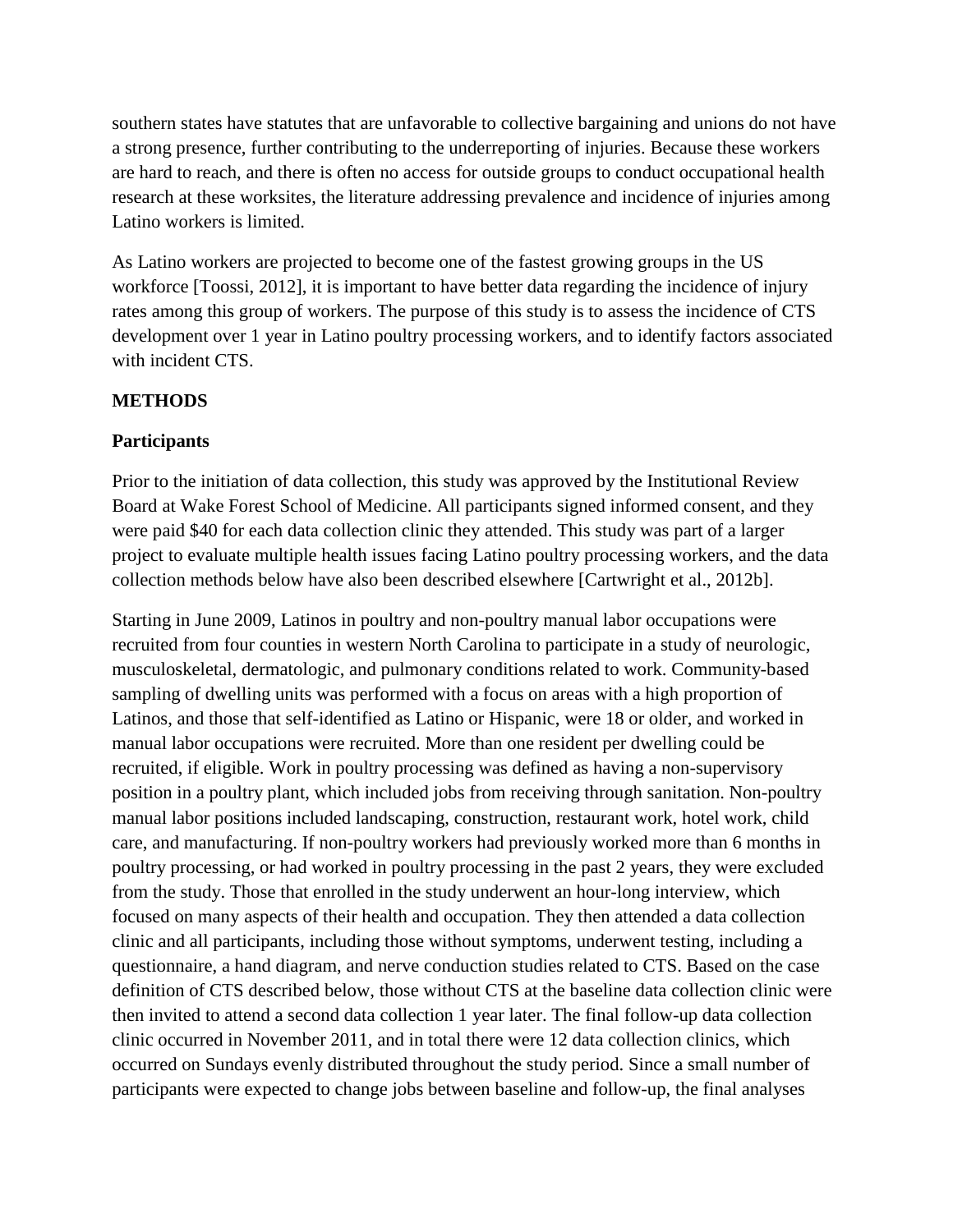southern states have statutes that are unfavorable to collective bargaining and unions do not have a strong presence, further contributing to the underreporting of injuries. Because these workers are hard to reach, and there is often no access for outside groups to conduct occupational health research at these worksites, the literature addressing prevalence and incidence of injuries among Latino workers is limited.

As Latino workers are projected to become one of the fastest growing groups in the US workforce [Toossi, 2012], it is important to have better data regarding the incidence of injury rates among this group of workers. The purpose of this study is to assess the incidence of CTS development over 1 year in Latino poultry processing workers, and to identify factors associated with incident CTS.

## METHODS

### Participants

Prior to the initiation of data collection, this study was approved by the Institutional Review Board at Wake Forest School of Medicine. All participants signed informed consent, and they were paid $40 for each data collection clinic they attended. This study was part of a larger project to evaluate multiple health issues facing Latino poultry processing workers, and the data collection methods below have also been described elsewhere [Cartwright et al., 2012b].

Starting in June 2009, Latinos in poultry and non-poultry manual labor occupations were recruited from four counties in western North Carolina to participate in a study of neurologic, musculoskeletal, dermatologic, and pulmonary conditions related to work. Community-based sampling of dwelling units was performed with a focus on areas with a high proportion of Latinos, and those that self-identified as Latino or Hispanic, were 18 or older, and worked in manual labor occupations were recruited. More than one resident per dwelling could be recruited, if eligible. Work in poultry processing was defined as having a non-supervisory position in a poultry plant, which included jobs from receiving through sanitation. Non-poultry manual labor positions included landscaping, construction, restaurant work, hotel work, child care, and manufacturing. If non-poultry workers had previously worked more than 6 months in poultry processing, or had worked in poultry processing in the past 2 years, they were excluded from the study. Those that enrolled in the study underwent an hour-long interview, which focused on many aspects of their health and occupation. They then attended a data collection clinic and all participants, including those without symptoms, underwent testing, including a questionnaire, a hand diagram, and nerve conduction studies related to CTS. Based on the case definition of CTS described below, those without CTS at the baseline data collection clinic were then invited to attend a second data collection 1 year later. The final follow-up data collection clinic occurred in November 2011, and in total there were 12 data collection clinics, which occurred on Sundays evenly distributed throughout the study period. Since a small number of participants were expected to change jobs between baseline and follow-up, the final analyses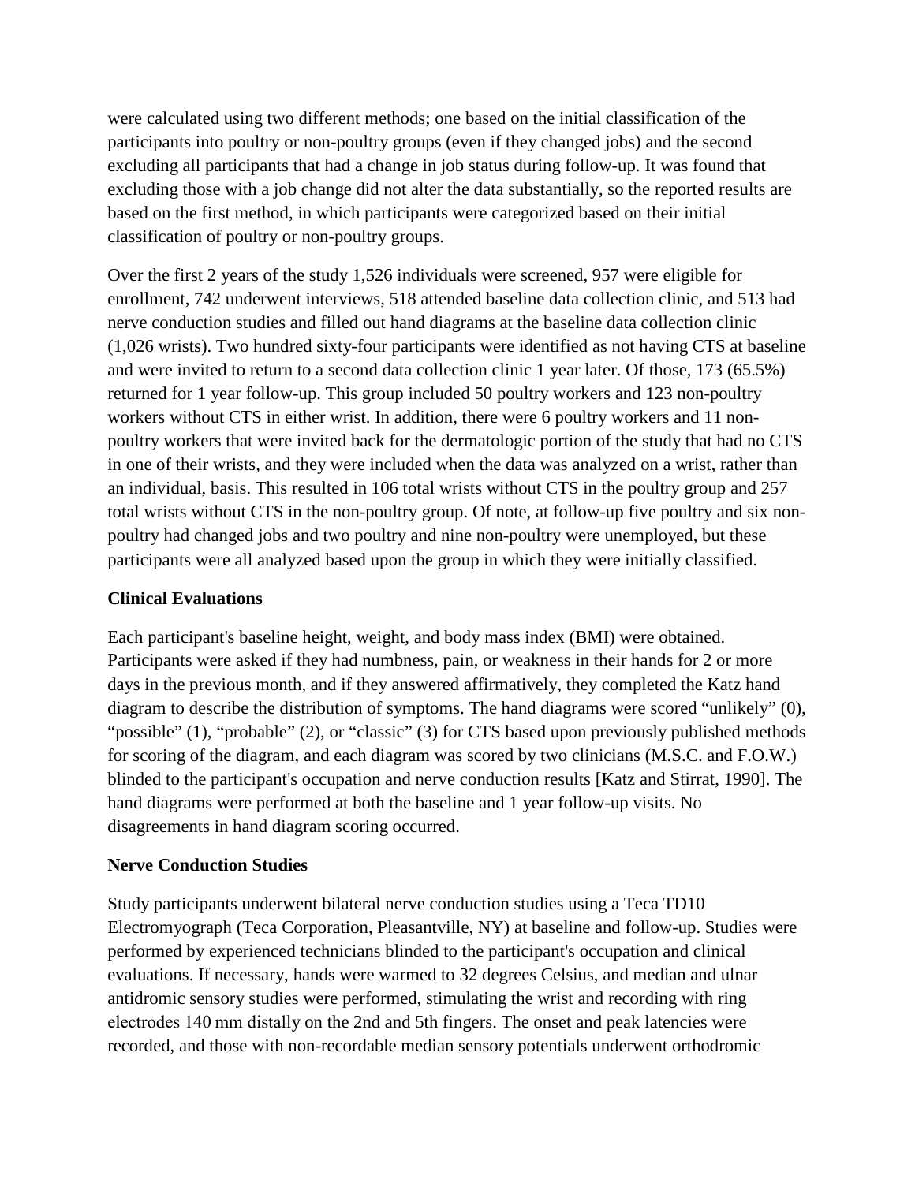were calculated using two different methods; one based on the initial classification of the participants into poultry or non-poultry groups (even if they changed jobs) and the second excluding all participants that had a change in job status during follow-up. It was found that excluding those with a job change did not alter the data substantially, so the reported results are based on the first method, in which participants were categorized based on their initial classification of poultry or non-poultry groups.

Over the first 2 years of the study 1,526 individuals were screened, 957 were eligible for enrollment, 742 underwent interviews, 518 attended baseline data collection clinic, and 513 had nerve conduction studies and filled out hand diagrams at the baseline data collection clinic (1,026 wrists). Two hundred sixty-four participants were identified as not having CTS at baseline and were invited to return to a second data collection clinic 1 year later. Of those, 173 (65.5%) returned for 1 year follow-up. This group included 50 poultry workers and 123 non-poultry workers without CTS in either wrist. In addition, there were 6 poultry workers and 11 non-poultry workers that were invited back for the dermatologic portion of the study that had no CTS in one of their wrists, and they were included when the data was analyzed on a wrist, rather than an individual, basis. This resulted in 106 total wrists without CTS in the poultry group and 257 total wrists without CTS in the non-poultry group. Of note, at follow-up five poultry and six non-poultry had changed jobs and two poultry and nine non-poultry were unemployed, but these participants were all analyzed based upon the group in which they were initially classified.

### Clinical Evaluations

Each participant's baseline height, weight, and body mass index (BMI) were obtained. Participants were asked if they had numbness, pain, or weakness in their hands for 2 or more days in the previous month, and if they answered affirmatively, they completed the Katz hand diagram to describe the distribution of symptoms. The hand diagrams were scored "unlikely" (0), "possible" (1), "probable" (2), or "classic" (3) for CTS based upon previously published methods for scoring of the diagram, and each diagram was scored by two clinicians (M.S.C. and F.O.W.) blinded to the participant's occupation and nerve conduction results [Katz and Stirrat, 1990]. The hand diagrams were performed at both the baseline and 1 year follow-up visits. No disagreements in hand diagram scoring occurred.

### Nerve Conduction Studies

Study participants underwent bilateral nerve conduction studies using a Teca TD10 Electromyograph (Teca Corporation, Pleasantville, NY) at baseline and follow-up. Studies were performed by experienced technicians blinded to the participant's occupation and clinical evaluations. If necessary, hands were warmed to 32 degrees Celsius, and median and ulnar antidromic sensory studies were performed, stimulating the wrist and recording with ring electrodes 140 mm distally on the 2nd and 5th fingers. The onset and peak latencies were recorded, and those with non-recordable median sensory potentials underwent orthodromic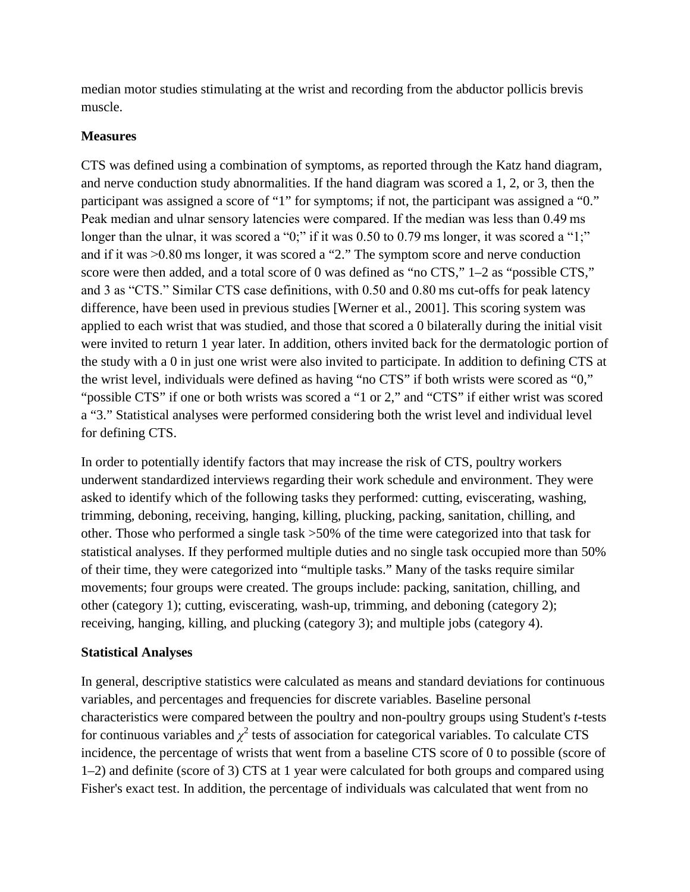median motor studies stimulating at the wrist and recording from the abductor pollicis brevis muscle.

### Measures

CTS was defined using a combination of symptoms, as reported through the Katz hand diagram, and nerve conduction study abnormalities. If the hand diagram was scored a 1, 2, or 3, then the participant was assigned a score of "1" for symptoms; if not, the participant was assigned a "0." Peak median and ulnar sensory latencies were compared. If the median was less than 0.49 ms longer than the ulnar, it was scored a "0;" if it was 0.50 to 0.79 ms longer, it was scored a "1;" and if it was >0.80 ms longer, it was scored a "2." The symptom score and nerve conduction score were then added, and a total score of 0 was defined as "no CTS," 1–2 as "possible CTS," and 3 as "CTS." Similar CTS case definitions, with 0.50 and 0.80 ms cut-offs for peak latency difference, have been used in previous studies [Werner et al., 2001]. This scoring system was applied to each wrist that was studied, and those that scored a 0 bilaterally during the initial visit were invited to return 1 year later. In addition, others invited back for the dermatologic portion of the study with a 0 in just one wrist were also invited to participate. In addition to defining CTS at the wrist level, individuals were defined as having "no CTS" if both wrists were scored as "0," "possible CTS" if one or both wrists was scored a "1 or 2," and "CTS" if either wrist was scored a "3." Statistical analyses were performed considering both the wrist level and individual level for defining CTS.

In order to potentially identify factors that may increase the risk of CTS, poultry workers underwent standardized interviews regarding their work schedule and environment. They were asked to identify which of the following tasks they performed: cutting, eviscerating, washing, trimming, deboning, receiving, hanging, killing, plucking, packing, sanitation, chilling, and other. Those who performed a single task >50% of the time were categorized into that task for statistical analyses. If they performed multiple duties and no single task occupied more than 50% of their time, they were categorized into "multiple tasks." Many of the tasks require similar movements; four groups were created. The groups include: packing, sanitation, chilling, and other (category 1); cutting, eviscerating, wash-up, trimming, and deboning (category 2); receiving, hanging, killing, and plucking (category 3); and multiple jobs (category 4).

### Statistical Analyses

In general, descriptive statistics were calculated as means and standard deviations for continuous variables, and percentages and frequencies for discrete variables. Baseline personal characteristics were compared between the poultry and non-poultry groups using Student's *t*-tests for continuous variables and $\chi^2$ tests of association for categorical variables. To calculate CTS incidence, the percentage of wrists that went from a baseline CTS score of 0 to possible (score of 1–2) and definite (score of 3) CTS at 1 year were calculated for both groups and compared using Fisher's exact test. In addition, the percentage of individuals was calculated that went from no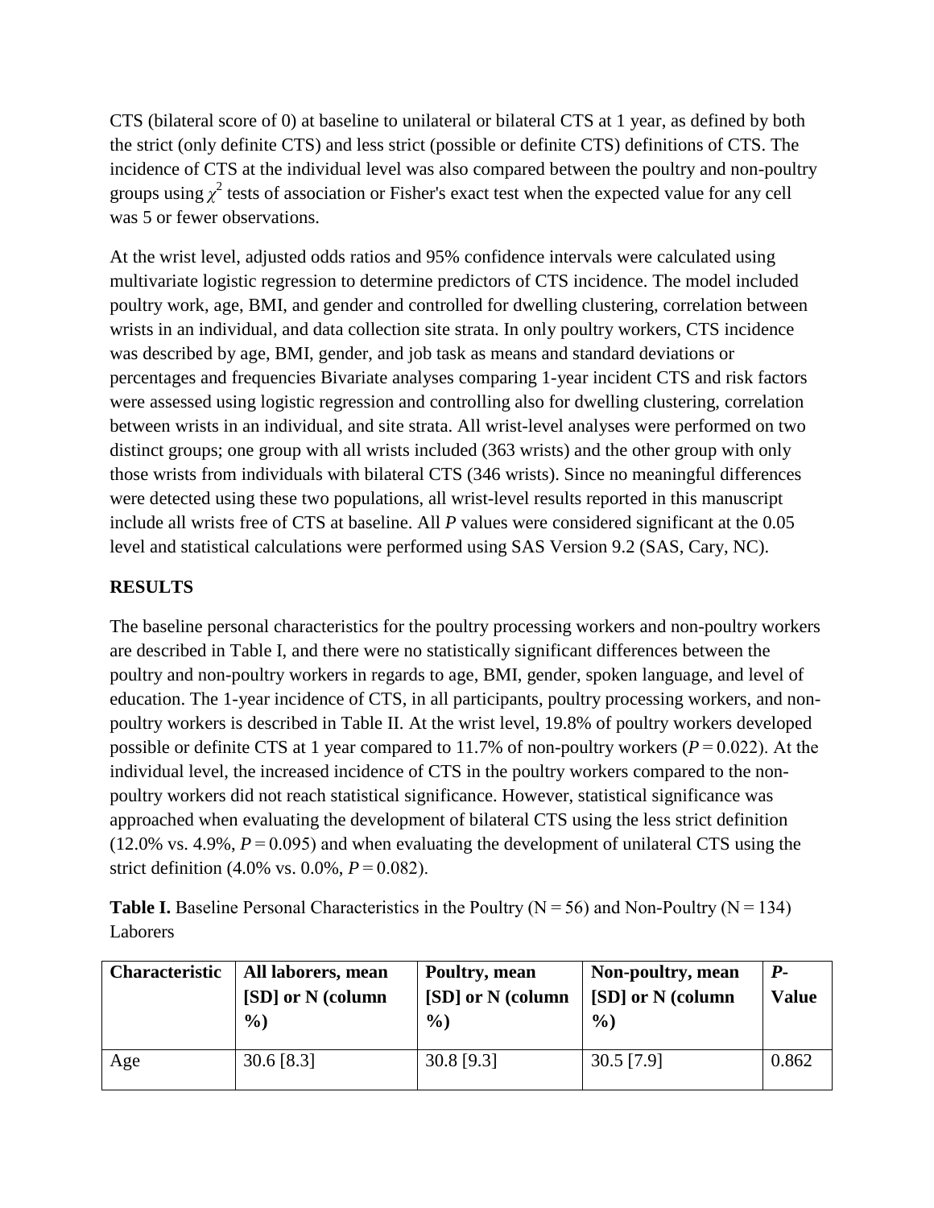CTS (bilateral score of 0) at baseline to unilateral or bilateral CTS at 1 year, as defined by both the strict (only definite CTS) and less strict (possible or definite CTS) definitions of CTS. The incidence of CTS at the individual level was also compared between the poultry and non-poultry groups using $\chi^2$ tests of association or Fisher's exact test when the expected value for any cell was 5 or fewer observations.

At the wrist level, adjusted odds ratios and 95% confidence intervals were calculated using multivariate logistic regression to determine predictors of CTS incidence. The model included poultry work, age, BMI, and gender and controlled for dwelling clustering, correlation between wrists in an individual, and data collection site strata. In only poultry workers, CTS incidence was described by age, BMI, gender, and job task as means and standard deviations or percentages and frequencies Bivariate analyses comparing 1-year incident CTS and risk factors were assessed using logistic regression and controlling also for dwelling clustering, correlation between wrists in an individual, and site strata. All wrist-level analyses were performed on two distinct groups; one group with all wrists included (363 wrists) and the other group with only those wrists from individuals with bilateral CTS (346 wrists). Since no meaningful differences were detected using these two populations, all wrist-level results reported in this manuscript include all wrists free of CTS at baseline. All *P* values were considered significant at the 0.05 level and statistical calculations were performed using SAS Version 9.2 (SAS, Cary, NC).

## RESULTS

The baseline personal characteristics for the poultry processing workers and non-poultry workers are described in Table I, and there were no statistically significant differences between the poultry and non-poultry workers in regards to age, BMI, gender, spoken language, and level of education. The 1-year incidence of CTS, in all participants, poultry processing workers, and non-poultry workers is described in Table II. At the wrist level, 19.8% of poultry workers developed possible or definite CTS at 1 year compared to 11.7% of non-poultry workers ($P = 0.022$). At the individual level, the increased incidence of CTS in the poultry workers compared to the non-poultry workers did not reach statistical significance. However, statistical significance was approached when evaluating the development of bilateral CTS using the less strict definition (12.0% vs. 4.9%, $P = 0.095$) and when evaluating the development of unilateral CTS using the strict definition (4.0% vs. 0.0%, $P = 0.082$).

**Table I.** Baseline Personal Characteristics in the Poultry (N = 56) and Non-Poultry (N = 134) Laborers

| Characteristic | All laborers, mean [SD] or N (column %) | Poultry, mean [SD] or N (column %) | Non-poultry, mean [SD] or N (column %) | *P*-Value |
|---|---|---|---|---|
| Age | 30.6 [8.3] | 30.8 [9.3] | 30.5 [7.9] | 0.862 |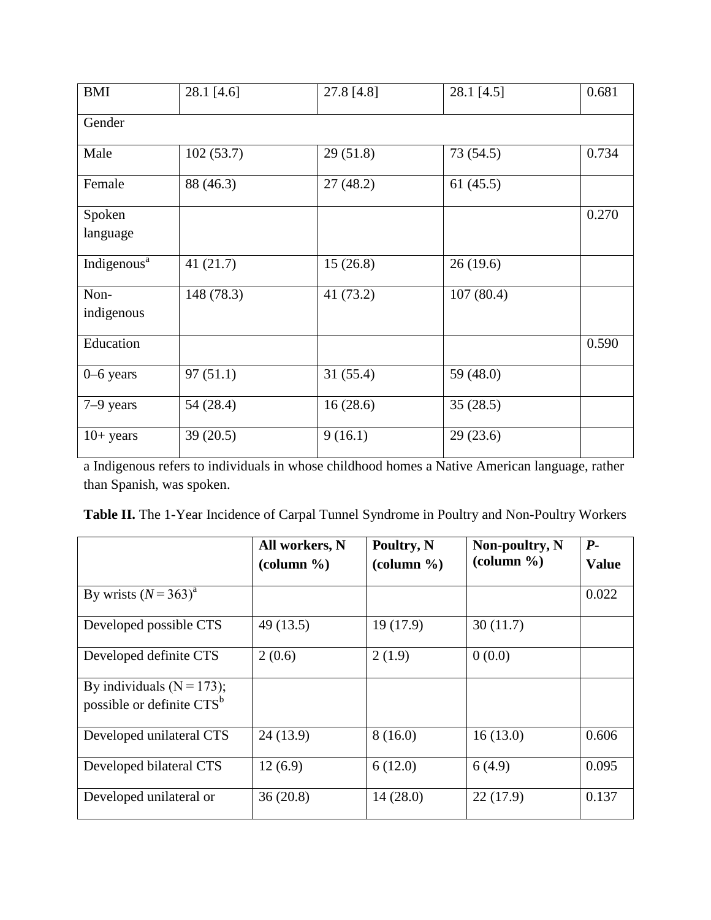| BMI | 28.1 [4.6] | 27.8 [4.8] | 28.1 [4.5] | 0.681 |
|---|---|---|---|---|
| Gender | | | | |
| Male | 102 (53.7) | 29 (51.8) | 73 (54.5) | 0.734 |
| Female | 88 (46.3) | 27 (48.2) | 61 (45.5) | |
| Spoken language | | | | 0.270 |
| Indigenous[a] | 41 (21.7) | 15 (26.8) | 26 (19.6) | |
| Non-indigenous | 148 (78.3) | 41 (73.2) | 107 (80.4) | |
| Education | | | | 0.590 |
| 0–6 years | 97 (51.1) | 31 (55.4) | 59 (48.0) | |
| 7–9 years | 54 (28.4) | 16 (28.6) | 35 (28.5) | |
| 10+ years | 39 (20.5) | 9 (16.1) | 29 (23.6) | |

a Indigenous refers to individuals in whose childhood homes a Native American language, rather than Spanish, was spoken.

**Table II.** The 1-Year Incidence of Carpal Tunnel Syndrome in Poultry and Non-Poultry Workers

| | **All workers, N (column %)** | **Poultry, N (column %)** | **Non-poultry, N (column %)** | ***P*-Value** |
|---|---|---|---|---|
| By wrists ($N = 363$)[a] | | | | 0.022 |
| Developed possible CTS | 49 (13.5) | 19 (17.9) | 30 (11.7) | |
| Developed definite CTS | 2 (0.6) | 2 (1.9) | 0 (0.0) | |
| By individuals (N = 173); possible or definite CTS[b] | | | | |
| Developed unilateral CTS | 24 (13.9) | 8 (16.0) | 16 (13.0) | 0.606 |
| Developed bilateral CTS | 12 (6.9) | 6 (12.0) | 6 (4.9) | 0.095 |
| Developed unilateral or | 36 (20.8) | 14 (28.0) | 22 (17.9) | 0.137 |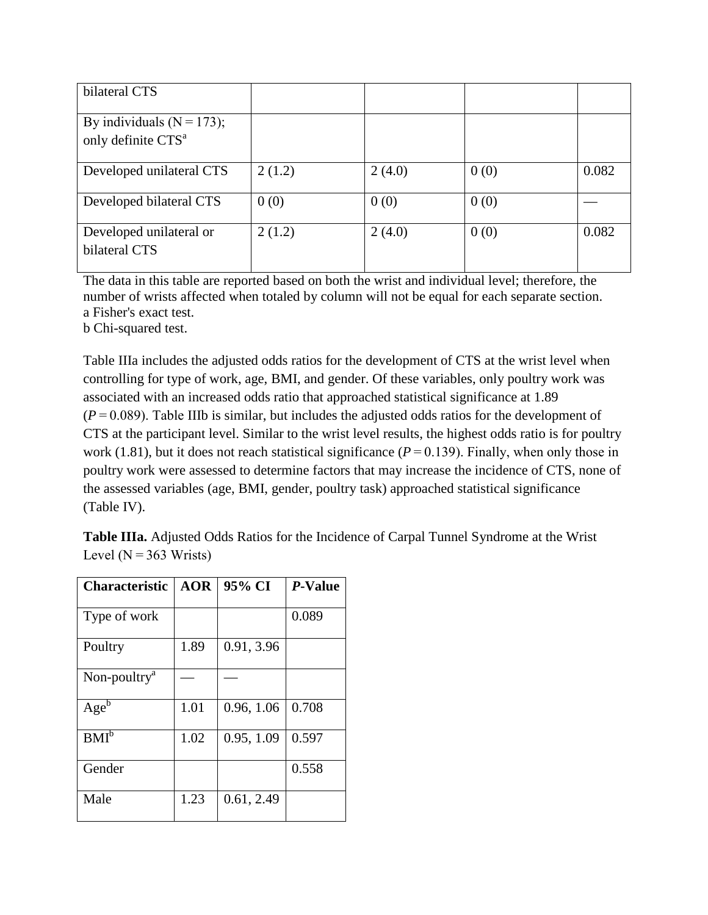| | | | | |
|---|---|---|---|---|
| bilateral CTS | | | | |
| By individuals (N = 173); only definite CTS[a] | | | | |
| Developed unilateral CTS | 2 (1.2) | 2 (4.0) | 0 (0) | 0.082 |
| Developed bilateral CTS | 0 (0) | 0 (0) | 0 (0) | — |
| Developed unilateral or bilateral CTS | 2 (1.2) | 2 (4.0) | 0 (0) | 0.082 |

The data in this table are reported based on both the wrist and individual level; therefore, the number of wrists affected when totaled by column will not be equal for each separate section.
a Fisher's exact test.
b Chi-squared test.

Table IIIa includes the adjusted odds ratios for the development of CTS at the wrist level when controlling for type of work, age, BMI, and gender. Of these variables, only poultry work was associated with an increased odds ratio that approached statistical significance at 1.89 ($P = 0.089$). Table IIIb is similar, but includes the adjusted odds ratios for the development of CTS at the participant level. Similar to the wrist level results, the highest odds ratio is for poultry work (1.81), but it does not reach statistical significance ($P = 0.139$). Finally, when only those in poultry work were assessed to determine factors that may increase the incidence of CTS, none of the assessed variables (age, BMI, gender, poultry task) approached statistical significance (Table IV).

**Table IIIa.** Adjusted Odds Ratios for the Incidence of Carpal Tunnel Syndrome at the Wrist Level (N = 363 Wrists)

| Characteristic | AOR | 95% CI | *P*-Value |
|---|---|---|---|
| Type of work | | | 0.089 |
| Poultry | 1.89 | 0.91, 3.96 | |
| Non-poultry[a] | — | — | |
| Age[b] | 1.01 | 0.96, 1.06 | 0.708 |
| BMI[b] | 1.02 | 0.95, 1.09 | 0.597 |
| Gender | | | 0.558 |
| Male | 1.23 | 0.61, 2.49 | |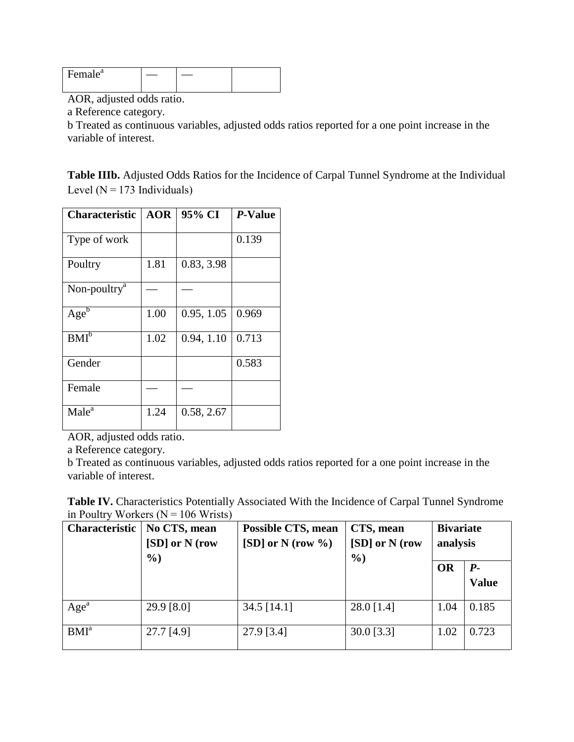| Female[a] | — | — | |
|---|---|---|---|

AOR, adjusted odds ratio.
a Reference category.
b Treated as continuous variables, adjusted odds ratios reported for a one point increase in the variable of interest.

**Table IIIb.** Adjusted Odds Ratios for the Incidence of Carpal Tunnel Syndrome at the Individual Level (N = 173 Individuals)

| Characteristic | AOR | 95% CI | *P*-Value |
|---|---|---|---|
| Type of work | | | 0.139 |
| Poultry | 1.81 | 0.83, 3.98 | |
| Non-poultry[a] | — | — | |
| Age[b] | 1.00 | 0.95, 1.05 | 0.969 |
| BMI[b] | 1.02 | 0.94, 1.10 | 0.713 |
| Gender | | | 0.583 |
| Female | — | — | |
| Male[a] | 1.24 | 0.58, 2.67 | |

AOR, adjusted odds ratio.
a Reference category.
b Treated as continuous variables, adjusted odds ratios reported for a one point increase in the variable of interest.

**Table IV.** Characteristics Potentially Associated With the Incidence of Carpal Tunnel Syndrome in Poultry Workers (N = 106 Wrists)

| Characteristic | No CTS, mean [SD] or N (row %) | Possible CTS, mean [SD] or N (row %) | CTS, mean [SD] or N (row %) | Bivariate analysis | |
|---|---|---|---|---|---|
| | | | | OR | *P*-Value |
| Age[a] | 29.9 [8.0] | 34.5 [14.1] | 28.0 [1.4] | 1.04 | 0.185 |
| BMI[a] | 27.7 [4.9] | 27.9 [3.4] | 30.0 [3.3] | 1.02 | 0.723 |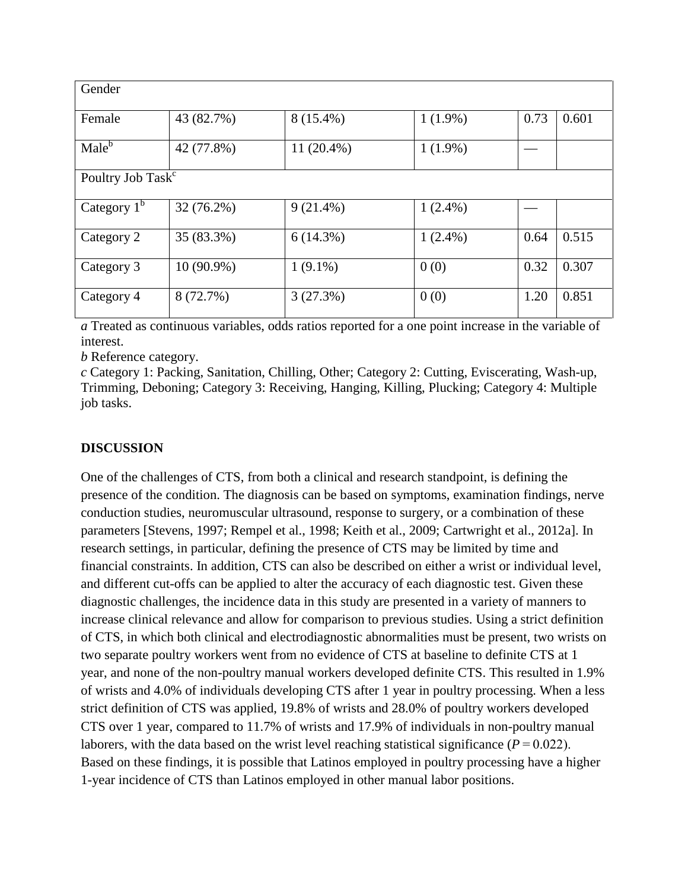| | | | | | |
|---|---|---|---|---|---|
| Gender | | | | | |
| Female | 43 (82.7%) | 8 (15.4%) | 1 (1.9%) | 0.73 | 0.601 |
| Male[b] | 42 (77.8%) | 11 (20.4%) | 1 (1.9%) | — | |
| Poultry Job Task[c] | | | | | |
| Category 1[b] | 32 (76.2%) | 9 (21.4%) | 1 (2.4%) | — | |
| Category 2 | 35 (83.3%) | 6 (14.3%) | 1 (2.4%) | 0.64 | 0.515 |
| Category 3 | 10 (90.9%) | 1 (9.1%) | 0 (0) | 0.32 | 0.307 |
| Category 4 | 8 (72.7%) | 3 (27.3%) | 0 (0) | 1.20 | 0.851 |

*a* Treated as continuous variables, odds ratios reported for a one point increase in the variable of interest.

*b* Reference category.

*c* Category 1: Packing, Sanitation, Chilling, Other; Category 2: Cutting, Eviscerating, Wash-up, Trimming, Deboning; Category 3: Receiving, Hanging, Killing, Plucking; Category 4: Multiple job tasks.

## DISCUSSION

One of the challenges of CTS, from both a clinical and research standpoint, is defining the presence of the condition. The diagnosis can be based on symptoms, examination findings, nerve conduction studies, neuromuscular ultrasound, response to surgery, or a combination of these parameters [Stevens, 1997; Rempel et al., 1998; Keith et al., 2009; Cartwright et al., 2012a]. In research settings, in particular, defining the presence of CTS may be limited by time and financial constraints. In addition, CTS can also be described on either a wrist or individual level, and different cut-offs can be applied to alter the accuracy of each diagnostic test. Given these diagnostic challenges, the incidence data in this study are presented in a variety of manners to increase clinical relevance and allow for comparison to previous studies. Using a strict definition of CTS, in which both clinical and electrodiagnostic abnormalities must be present, two wrists on two separate poultry workers went from no evidence of CTS at baseline to definite CTS at 1 year, and none of the non-poultry manual workers developed definite CTS. This resulted in 1.9% of wrists and 4.0% of individuals developing CTS after 1 year in poultry processing. When a less strict definition of CTS was applied, 19.8% of wrists and 28.0% of poultry workers developed CTS over 1 year, compared to 11.7% of wrists and 17.9% of individuals in non-poultry manual laborers, with the data based on the wrist level reaching statistical significance ($P = 0.022$). Based on these findings, it is possible that Latinos employed in poultry processing have a higher 1-year incidence of CTS than Latinos employed in other manual labor positions.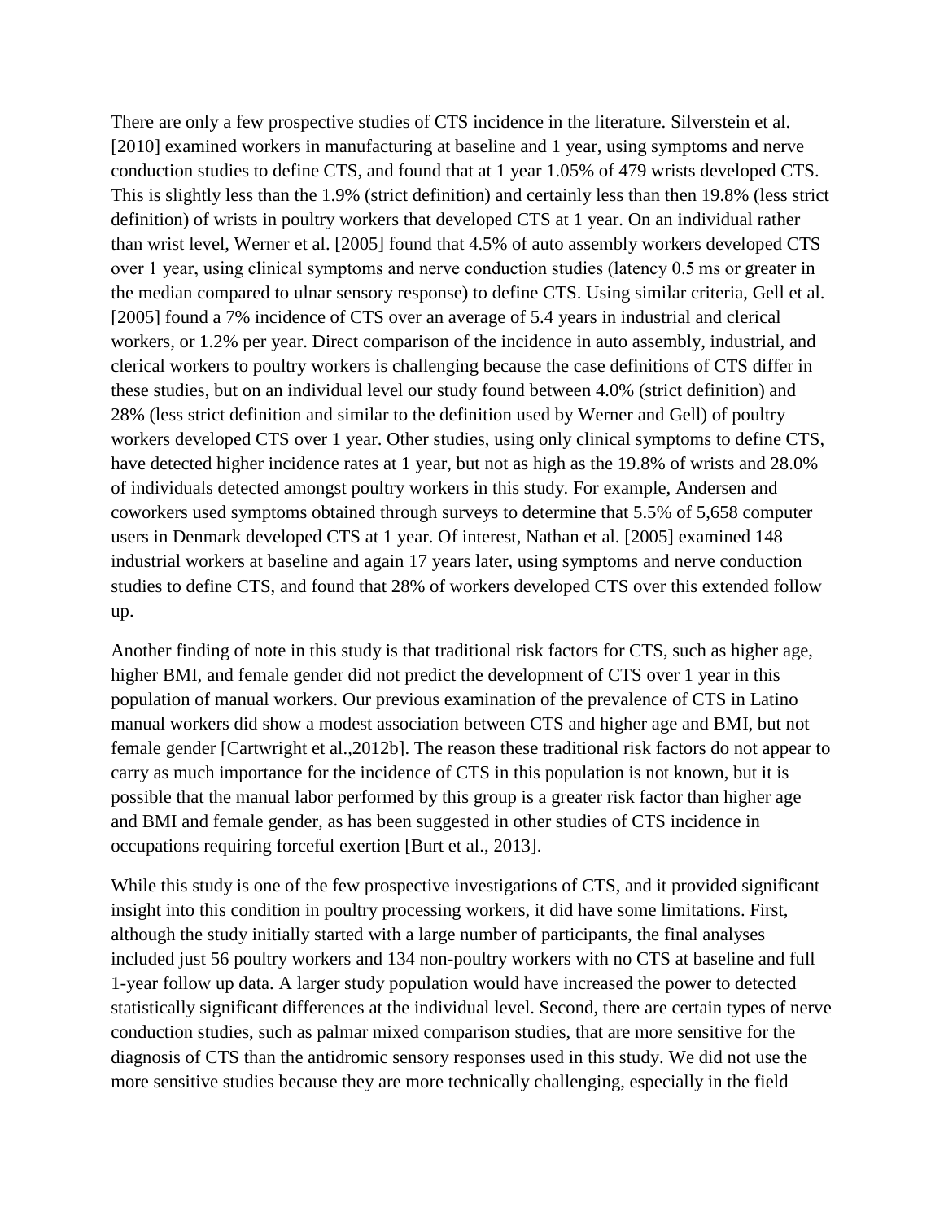There are only a few prospective studies of CTS incidence in the literature. Silverstein et al. [2010] examined workers in manufacturing at baseline and 1 year, using symptoms and nerve conduction studies to define CTS, and found that at 1 year 1.05% of 479 wrists developed CTS. This is slightly less than the 1.9% (strict definition) and certainly less than then 19.8% (less strict definition) of wrists in poultry workers that developed CTS at 1 year. On an individual rather than wrist level, Werner et al. [2005] found that 4.5% of auto assembly workers developed CTS over 1 year, using clinical symptoms and nerve conduction studies (latency 0.5 ms or greater in the median compared to ulnar sensory response) to define CTS. Using similar criteria, Gell et al. [2005] found a 7% incidence of CTS over an average of 5.4 years in industrial and clerical workers, or 1.2% per year. Direct comparison of the incidence in auto assembly, industrial, and clerical workers to poultry workers is challenging because the case definitions of CTS differ in these studies, but on an individual level our study found between 4.0% (strict definition) and 28% (less strict definition and similar to the definition used by Werner and Gell) of poultry workers developed CTS over 1 year. Other studies, using only clinical symptoms to define CTS, have detected higher incidence rates at 1 year, but not as high as the 19.8% of wrists and 28.0% of individuals detected amongst poultry workers in this study. For example, Andersen and coworkers used symptoms obtained through surveys to determine that 5.5% of 5,658 computer users in Denmark developed CTS at 1 year. Of interest, Nathan et al. [2005] examined 148 industrial workers at baseline and again 17 years later, using symptoms and nerve conduction studies to define CTS, and found that 28% of workers developed CTS over this extended follow up.

Another finding of note in this study is that traditional risk factors for CTS, such as higher age, higher BMI, and female gender did not predict the development of CTS over 1 year in this population of manual workers. Our previous examination of the prevalence of CTS in Latino manual workers did show a modest association between CTS and higher age and BMI, but not female gender [Cartwright et al.,2012b]. The reason these traditional risk factors do not appear to carry as much importance for the incidence of CTS in this population is not known, but it is possible that the manual labor performed by this group is a greater risk factor than higher age and BMI and female gender, as has been suggested in other studies of CTS incidence in occupations requiring forceful exertion [Burt et al., 2013].

While this study is one of the few prospective investigations of CTS, and it provided significant insight into this condition in poultry processing workers, it did have some limitations. First, although the study initially started with a large number of participants, the final analyses included just 56 poultry workers and 134 non-poultry workers with no CTS at baseline and full 1-year follow up data. A larger study population would have increased the power to detected statistically significant differences at the individual level. Second, there are certain types of nerve conduction studies, such as palmar mixed comparison studies, that are more sensitive for the diagnosis of CTS than the antidromic sensory responses used in this study. We did not use the more sensitive studies because they are more technically challenging, especially in the field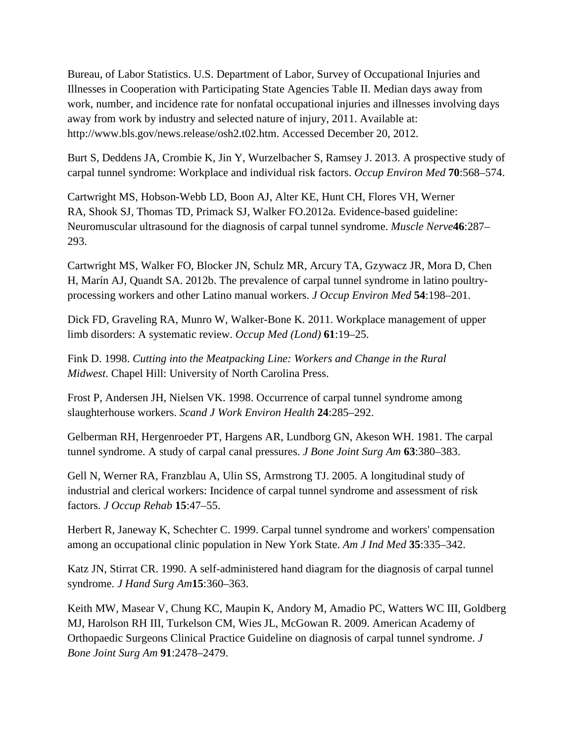Bureau, of Labor Statistics. U.S. Department of Labor, Survey of Occupational Injuries and Illnesses in Cooperation with Participating State Agencies Table II. Median days away from work, number, and incidence rate for nonfatal occupational injuries and illnesses involving days away from work by industry and selected nature of injury, 2011. Available at: http://www.bls.gov/news.release/osh2.t02.htm. Accessed December 20, 2012.

Burt S, Deddens JA, Crombie K, Jin Y, Wurzelbacher S, Ramsey J. 2013. A prospective study of carpal tunnel syndrome: Workplace and individual risk factors. *Occup Environ Med* **70**:568–574.

Cartwright MS, Hobson-Webb LD, Boon AJ, Alter KE, Hunt CH, Flores VH, Werner RA, Shook SJ, Thomas TD, Primack SJ, Walker FO.2012a. Evidence-based guideline: Neuromuscular ultrasound for the diagnosis of carpal tunnel syndrome. *Muscle Nerve* **46**:287–293.

Cartwright MS, Walker FO, Blocker JN, Schulz MR, Arcury TA, Gzywacz JR, Mora D, Chen H, Marín AJ, Quandt SA. 2012b. The prevalence of carpal tunnel syndrome in latino poultry-processing workers and other Latino manual workers. *J Occup Environ Med* **54**:198–201.

Dick FD, Graveling RA, Munro W, Walker-Bone K. 2011. Workplace management of upper limb disorders: A systematic review. *Occup Med (Lond)* **61**:19–25.

Fink D. 1998. *Cutting into the Meatpacking Line: Workers and Change in the Rural Midwest.* Chapel Hill: University of North Carolina Press.

Frost P, Andersen JH, Nielsen VK. 1998. Occurrence of carpal tunnel syndrome among slaughterhouse workers. *Scand J Work Environ Health* **24**:285–292.

Gelberman RH, Hergenroeder PT, Hargens AR, Lundborg GN, Akeson WH. 1981. The carpal tunnel syndrome. A study of carpal canal pressures. *J Bone Joint Surg Am* **63**:380–383.

Gell N, Werner RA, Franzblau A, Ulin SS, Armstrong TJ. 2005. A longitudinal study of industrial and clerical workers: Incidence of carpal tunnel syndrome and assessment of risk factors. *J Occup Rehab* **15**:47–55.

Herbert R, Janeway K, Schechter C. 1999. Carpal tunnel syndrome and workers' compensation among an occupational clinic population in New York State. *Am J Ind Med* **35**:335–342.

Katz JN, Stirrat CR. 1990. A self-administered hand diagram for the diagnosis of carpal tunnel syndrome. *J Hand Surg Am* **15**:360–363.

Keith MW, Masear V, Chung KC, Maupin K, Andory M, Amadio PC, Watters WC III, Goldberg MJ, Harolson RH III, Turkelson CM, Wies JL, McGowan R. 2009. American Academy of Orthopaedic Surgeons Clinical Practice Guideline on diagnosis of carpal tunnel syndrome. *J Bone Joint Surg Am* **91**:2478–2479.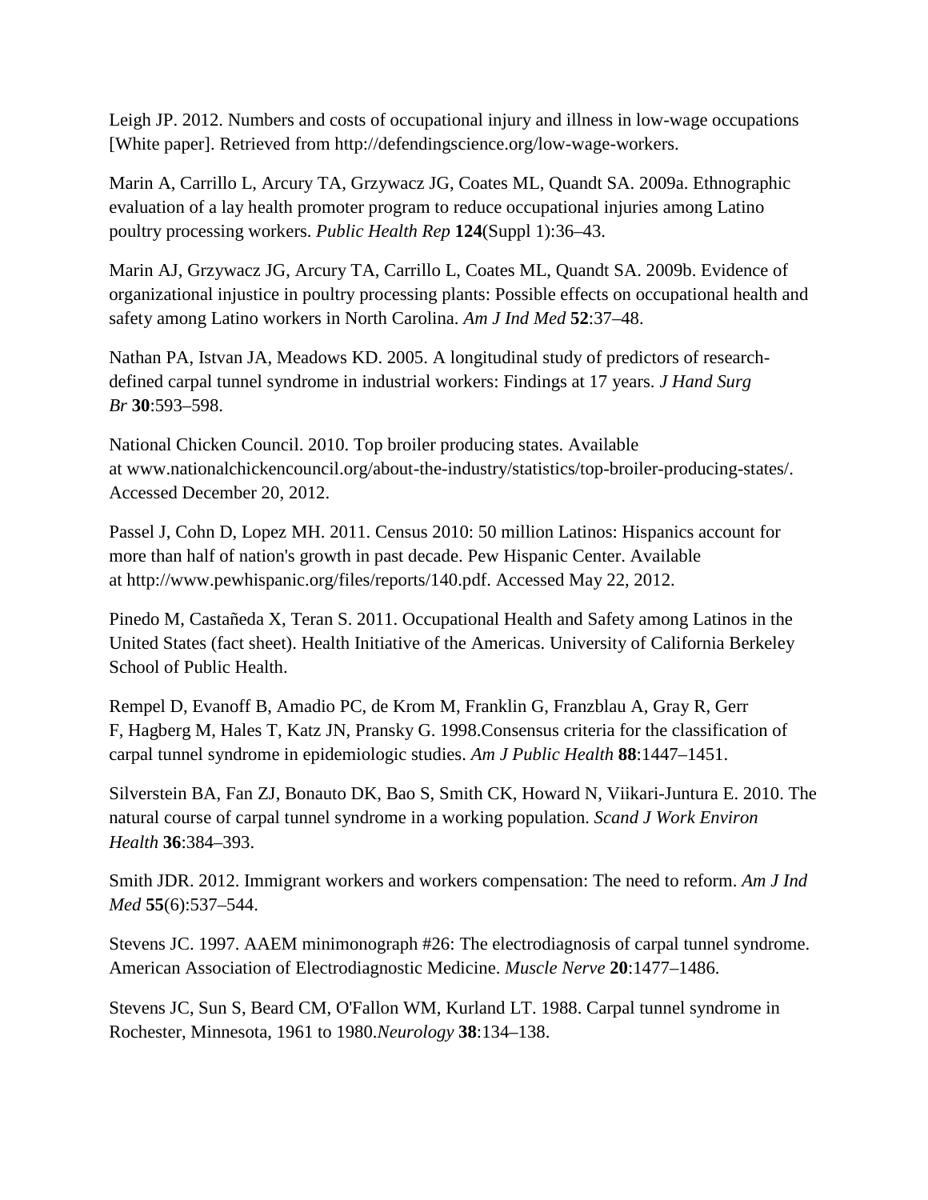Leigh JP. 2012. Numbers and costs of occupational injury and illness in low-wage occupations [White paper]. Retrieved from http://defendingscience.org/low-wage-workers.

Marin A, Carrillo L, Arcury TA, Grzywacz JG, Coates ML, Quandt SA. 2009a. Ethnographic evaluation of a lay health promoter program to reduce occupational injuries among Latino poultry processing workers. *Public Health Rep* **124**(Suppl 1):36–43.

Marin AJ, Grzywacz JG, Arcury TA, Carrillo L, Coates ML, Quandt SA. 2009b. Evidence of organizational injustice in poultry processing plants: Possible effects on occupational health and safety among Latino workers in North Carolina. *Am J Ind Med* **52**:37–48.

Nathan PA, Istvan JA, Meadows KD. 2005. A longitudinal study of predictors of research-defined carpal tunnel syndrome in industrial workers: Findings at 17 years. *J Hand Surg Br* **30**:593–598.

National Chicken Council. 2010. Top broiler producing states. Available at www.nationalchickencouncil.org/about-the-industry/statistics/top-broiler-producing-states/. Accessed December 20, 2012.

Passel J, Cohn D, Lopez MH. 2011. Census 2010: 50 million Latinos: Hispanics account for more than half of nation's growth in past decade. Pew Hispanic Center. Available at http://www.pewhispanic.org/files/reports/140.pdf. Accessed May 22, 2012.

Pinedo M, Castañeda X, Teran S. 2011. Occupational Health and Safety among Latinos in the United States (fact sheet). Health Initiative of the Americas. University of California Berkeley School of Public Health.

Rempel D, Evanoff B, Amadio PC, de Krom M, Franklin G, Franzblau A, Gray R, Gerr F, Hagberg M, Hales T, Katz JN, Pransky G. 1998.Consensus criteria for the classification of carpal tunnel syndrome in epidemiologic studies. *Am J Public Health* **88**:1447–1451.

Silverstein BA, Fan ZJ, Bonauto DK, Bao S, Smith CK, Howard N, Viikari-Juntura E. 2010. The natural course of carpal tunnel syndrome in a working population. *Scand J Work Environ Health* **36**:384–393.

Smith JDR. 2012. Immigrant workers and workers compensation: The need to reform. *Am J Ind Med* **55**(6):537–544.

Stevens JC. 1997. AAEM minimonograph #26: The electrodiagnosis of carpal tunnel syndrome. American Association of Electrodiagnostic Medicine. *Muscle Nerve* **20**:1477–1486.

Stevens JC, Sun S, Beard CM, O'Fallon WM, Kurland LT. 1988. Carpal tunnel syndrome in Rochester, Minnesota, 1961 to 1980.*Neurology* **38**:134–138.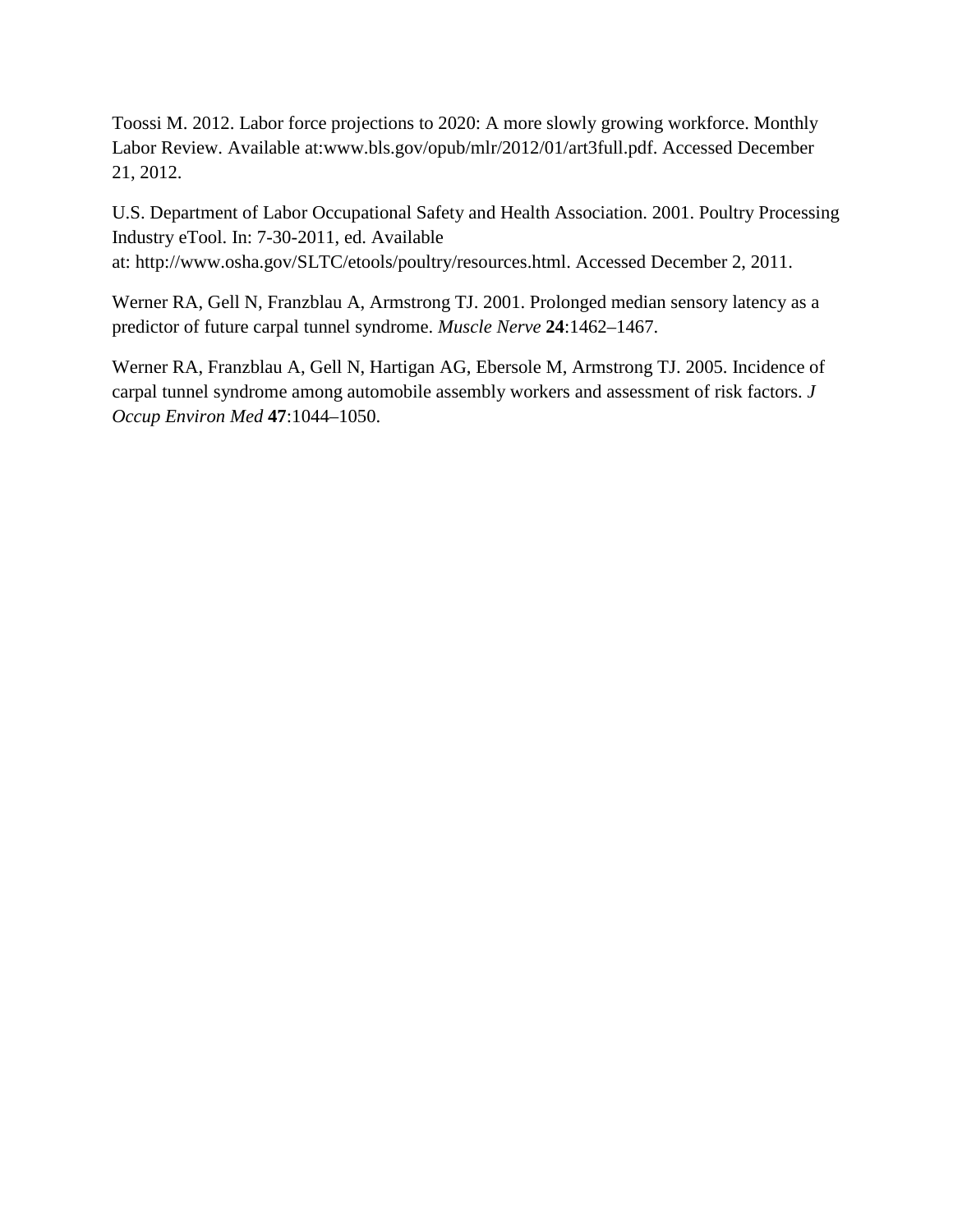Toossi M. 2012. Labor force projections to 2020: A more slowly growing workforce. Monthly Labor Review. Available at:www.bls.gov/opub/mlr/2012/01/art3full.pdf. Accessed December 21, 2012.

U.S. Department of Labor Occupational Safety and Health Association. 2001. Poultry Processing Industry eTool. In: 7-30-2011, ed. Available at: http://www.osha.gov/SLTC/etools/poultry/resources.html. Accessed December 2, 2011.

Werner RA, Gell N, Franzblau A, Armstrong TJ. 2001. Prolonged median sensory latency as a predictor of future carpal tunnel syndrome. *Muscle Nerve* **24**:1462–1467.

Werner RA, Franzblau A, Gell N, Hartigan AG, Ebersole M, Armstrong TJ. 2005. Incidence of carpal tunnel syndrome among automobile assembly workers and assessment of risk factors. *J Occup Environ Med* **47**:1044–1050.